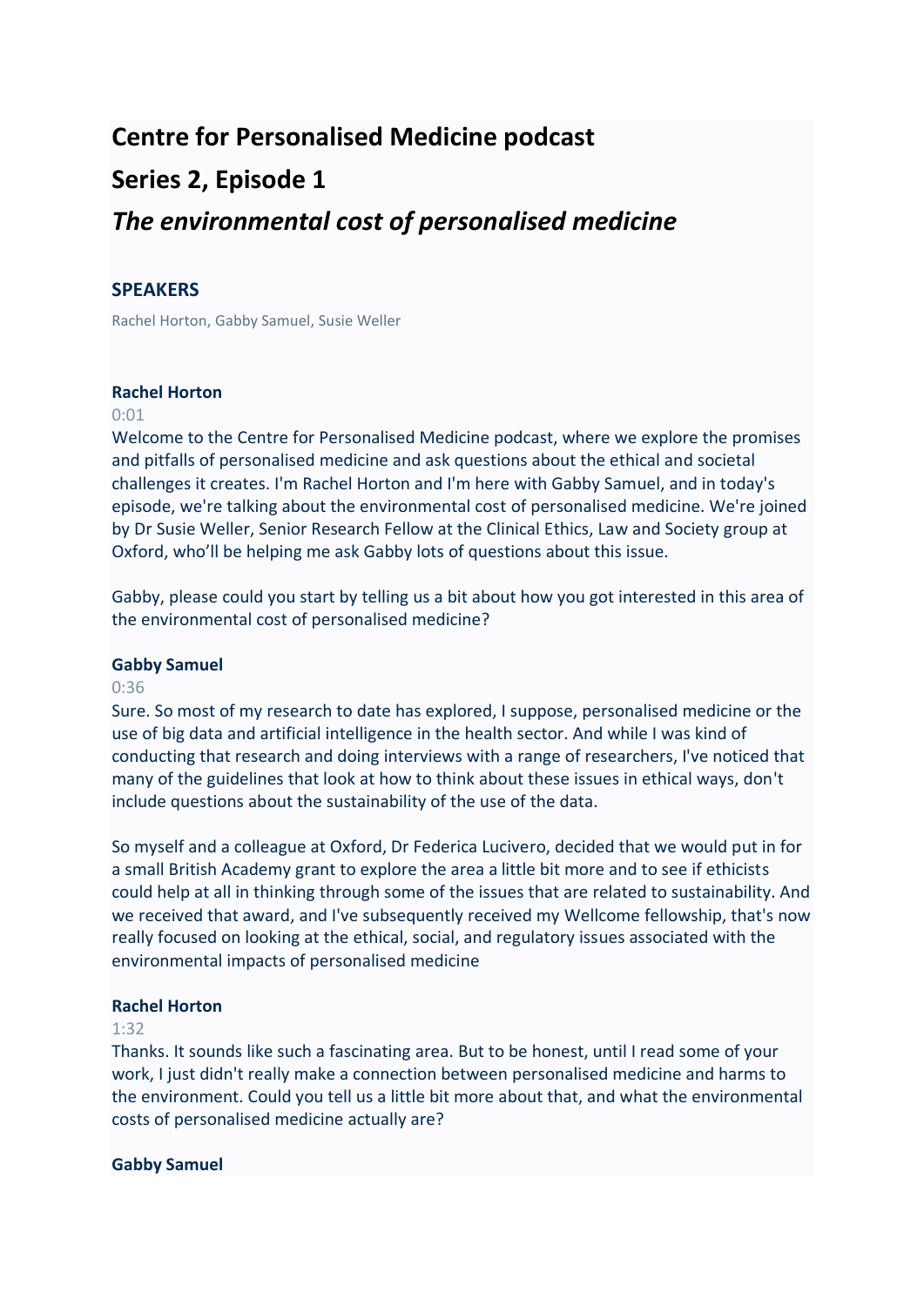# Centre for Personalised Medicine podcast

# Series 2, Episode 1

# *The environmental cost of personalised medicine*

## SPEAKERS

Rachel Horton, Gabby Samuel, Susie Weller

### Rachel Horton

0:01

Welcome to the Centre for Personalised Medicine podcast, where we explore the promises and pitfalls of personalised medicine and ask questions about the ethical and societal challenges it creates. I'm Rachel Horton and I'm here with Gabby Samuel, and in today's episode, we're talking about the environmental cost of personalised medicine. We're joined by Dr Susie Weller, Senior Research Fellow at the Clinical Ethics, Law and Society group at Oxford, who'll be helping me ask Gabby lots of questions about this issue.

Gabby, please could you start by telling us a bit about how you got interested in this area of the environmental cost of personalised medicine?

### Gabby Samuel

0:36

Sure. So most of my research to date has explored, I suppose, personalised medicine or the use of big data and artificial intelligence in the health sector. And while I was kind of conducting that research and doing interviews with a range of researchers, I've noticed that many of the guidelines that look at how to think about these issues in ethical ways, don't include questions about the sustainability of the use of the data.

So myself and a colleague at Oxford, Dr Federica Lucivero, decided that we would put in for a small British Academy grant to explore the area a little bit more and to see if ethicists could help at all in thinking through some of the issues that are related to sustainability. And we received that award, and I've subsequently received my Wellcome fellowship, that's now really focused on looking at the ethical, social, and regulatory issues associated with the environmental impacts of personalised medicine

### Rachel Horton

1:32

Thanks. It sounds like such a fascinating area. But to be honest, until I read some of your work, I just didn't really make a connection between personalised medicine and harms to the environment. Could you tell us a little bit more about that, and what the environmental costs of personalised medicine actually are?

### Gabby Samuel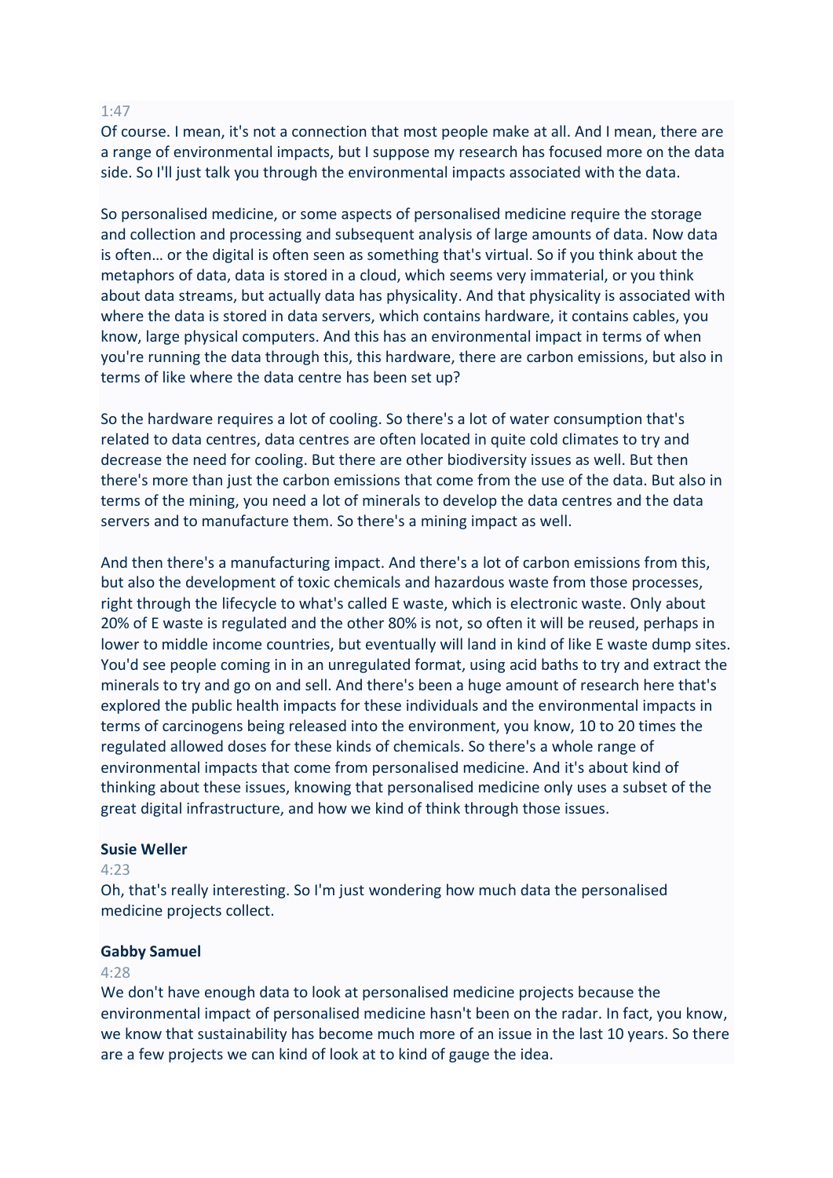1:47

Of course. I mean, it's not a connection that most people make at all. And I mean, there are a range of environmental impacts, but I suppose my research has focused more on the data side. So I'll just talk you through the environmental impacts associated with the data.

So personalised medicine, or some aspects of personalised medicine require the storage and collection and processing and subsequent analysis of large amounts of data. Now data is often… or the digital is often seen as something that's virtual. So if you think about the metaphors of data, data is stored in a cloud, which seems very immaterial, or you think about data streams, but actually data has physicality. And that physicality is associated with where the data is stored in data servers, which contains hardware, it contains cables, you know, large physical computers. And this has an environmental impact in terms of when you're running the data through this, this hardware, there are carbon emissions, but also in terms of like where the data centre has been set up?

So the hardware requires a lot of cooling. So there's a lot of water consumption that's related to data centres, data centres are often located in quite cold climates to try and decrease the need for cooling. But there are other biodiversity issues as well. But then there's more than just the carbon emissions that come from the use of the data. But also in terms of the mining, you need a lot of minerals to develop the data centres and the data servers and to manufacture them. So there's a mining impact as well.

And then there's a manufacturing impact. And there's a lot of carbon emissions from this, but also the development of toxic chemicals and hazardous waste from those processes, right through the lifecycle to what's called E waste, which is electronic waste. Only about 20% of E waste is regulated and the other 80% is not, so often it will be reused, perhaps in lower to middle income countries, but eventually will land in kind of like E waste dump sites. You'd see people coming in in an unregulated format, using acid baths to try and extract the minerals to try and go on and sell. And there's been a huge amount of research here that's explored the public health impacts for these individuals and the environmental impacts in terms of carcinogens being released into the environment, you know, 10 to 20 times the regulated allowed doses for these kinds of chemicals. So there's a whole range of environmental impacts that come from personalised medicine. And it's about kind of thinking about these issues, knowing that personalised medicine only uses a subset of the great digital infrastructure, and how we kind of think through those issues.

**Susie Weller**

4:23

Oh, that's really interesting. So I'm just wondering how much data the personalised medicine projects collect.

**Gabby Samuel**

4:28

We don't have enough data to look at personalised medicine projects because the environmental impact of personalised medicine hasn't been on the radar. In fact, you know, we know that sustainability has become much more of an issue in the last 10 years. So there are a few projects we can kind of look at to kind of gauge the idea.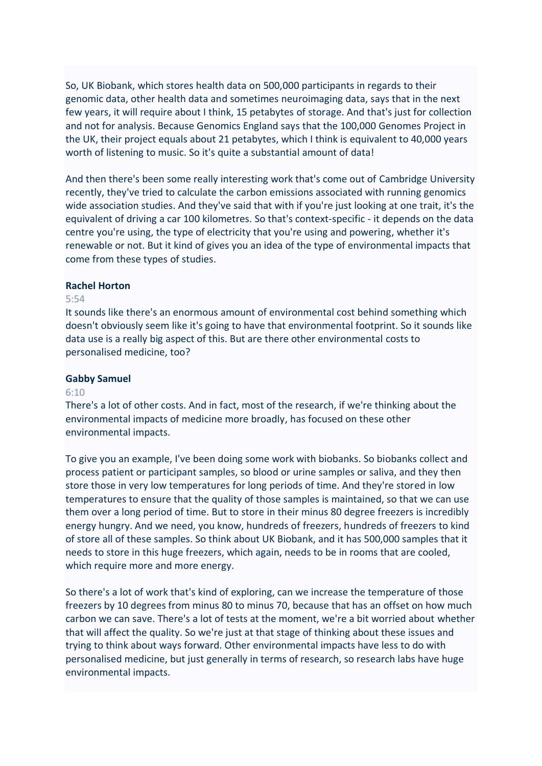So, UK Biobank, which stores health data on 500,000 participants in regards to their genomic data, other health data and sometimes neuroimaging data, says that in the next few years, it will require about I think, 15 petabytes of storage. And that's just for collection and not for analysis. Because Genomics England says that the 100,000 Genomes Project in the UK, their project equals about 21 petabytes, which I think is equivalent to 40,000 years worth of listening to music. So it's quite a substantial amount of data!

And then there's been some really interesting work that's come out of Cambridge University recently, they've tried to calculate the carbon emissions associated with running genomics wide association studies. And they've said that with if you're just looking at one trait, it's the equivalent of driving a car 100 kilometres. So that's context-specific - it depends on the data centre you're using, the type of electricity that you're using and powering, whether it's renewable or not. But it kind of gives you an idea of the type of environmental impacts that come from these types of studies.

**Rachel Horton**

5:54

It sounds like there's an enormous amount of environmental cost behind something which doesn't obviously seem like it's going to have that environmental footprint. So it sounds like data use is a really big aspect of this. But are there other environmental costs to personalised medicine, too?

**Gabby Samuel**

6:10

There's a lot of other costs. And in fact, most of the research, if we're thinking about the environmental impacts of medicine more broadly, has focused on these other environmental impacts.

To give you an example, I've been doing some work with biobanks. So biobanks collect and process patient or participant samples, so blood or urine samples or saliva, and they then store those in very low temperatures for long periods of time. And they're stored in low temperatures to ensure that the quality of those samples is maintained, so that we can use them over a long period of time. But to store in their minus 80 degree freezers is incredibly energy hungry. And we need, you know, hundreds of freezers, hundreds of freezers to kind of store all of these samples. So think about UK Biobank, and it has 500,000 samples that it needs to store in this huge freezers, which again, needs to be in rooms that are cooled, which require more and more energy.

So there's a lot of work that's kind of exploring, can we increase the temperature of those freezers by 10 degrees from minus 80 to minus 70, because that has an offset on how much carbon we can save. There's a lot of tests at the moment, we're a bit worried about whether that will affect the quality. So we're just at that stage of thinking about these issues and trying to think about ways forward. Other environmental impacts have less to do with personalised medicine, but just generally in terms of research, so research labs have huge environmental impacts.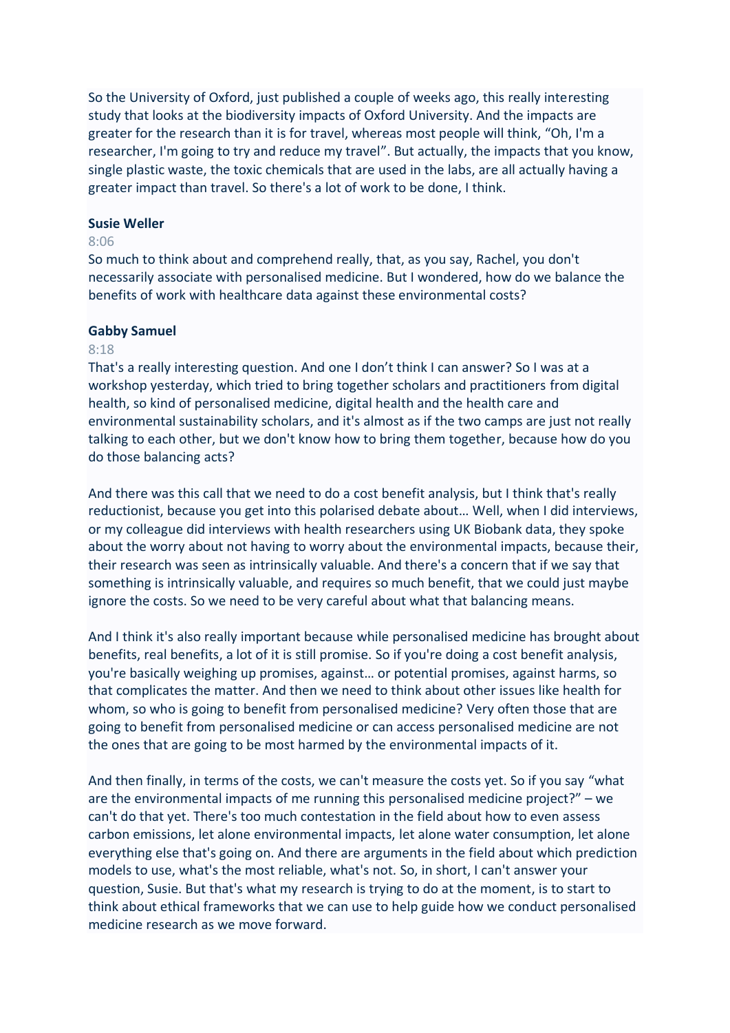So the University of Oxford, just published a couple of weeks ago, this really interesting study that looks at the biodiversity impacts of Oxford University. And the impacts are greater for the research than it is for travel, whereas most people will think, "Oh, I'm a researcher, I'm going to try and reduce my travel". But actually, the impacts that you know, single plastic waste, the toxic chemicals that are used in the labs, are all actually having a greater impact than travel. So there's a lot of work to be done, I think.

**Susie Weller**

8:06

So much to think about and comprehend really, that, as you say, Rachel, you don't necessarily associate with personalised medicine. But I wondered, how do we balance the benefits of work with healthcare data against these environmental costs?

**Gabby Samuel**

8:18

That's a really interesting question. And one I don't think I can answer? So I was at a workshop yesterday, which tried to bring together scholars and practitioners from digital health, so kind of personalised medicine, digital health and the health care and environmental sustainability scholars, and it's almost as if the two camps are just not really talking to each other, but we don't know how to bring them together, because how do you do those balancing acts?

And there was this call that we need to do a cost benefit analysis, but I think that's really reductionist, because you get into this polarised debate about… Well, when I did interviews, or my colleague did interviews with health researchers using UK Biobank data, they spoke about the worry about not having to worry about the environmental impacts, because their, their research was seen as intrinsically valuable. And there's a concern that if we say that something is intrinsically valuable, and requires so much benefit, that we could just maybe ignore the costs. So we need to be very careful about what that balancing means.

And I think it's also really important because while personalised medicine has brought about benefits, real benefits, a lot of it is still promise. So if you're doing a cost benefit analysis, you're basically weighing up promises, against… or potential promises, against harms, so that complicates the matter. And then we need to think about other issues like health for whom, so who is going to benefit from personalised medicine? Very often those that are going to benefit from personalised medicine or can access personalised medicine are not the ones that are going to be most harmed by the environmental impacts of it.

And then finally, in terms of the costs, we can't measure the costs yet. So if you say "what are the environmental impacts of me running this personalised medicine project?" – we can't do that yet. There's too much contestation in the field about how to even assess carbon emissions, let alone environmental impacts, let alone water consumption, let alone everything else that's going on. And there are arguments in the field about which prediction models to use, what's the most reliable, what's not. So, in short, I can't answer your question, Susie. But that's what my research is trying to do at the moment, is to start to think about ethical frameworks that we can use to help guide how we conduct personalised medicine research as we move forward.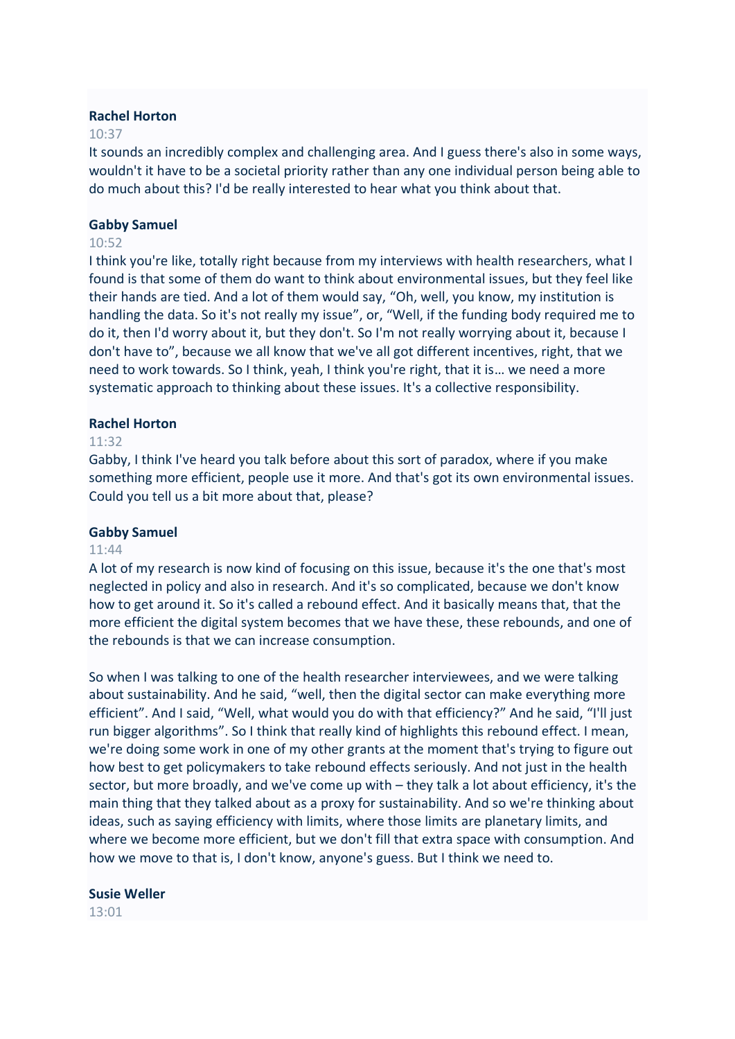**Rachel Horton**

10:37

It sounds an incredibly complex and challenging area. And I guess there's also in some ways, wouldn't it have to be a societal priority rather than any one individual person being able to do much about this? I'd be really interested to hear what you think about that.

**Gabby Samuel**

10:52

I think you're like, totally right because from my interviews with health researchers, what I found is that some of them do want to think about environmental issues, but they feel like their hands are tied. And a lot of them would say, "Oh, well, you know, my institution is handling the data. So it's not really my issue", or, "Well, if the funding body required me to do it, then I'd worry about it, but they don't. So I'm not really worrying about it, because I don't have to", because we all know that we've all got different incentives, right, that we need to work towards. So I think, yeah, I think you're right, that it is… we need a more systematic approach to thinking about these issues. It's a collective responsibility.

**Rachel Horton**

11:32

Gabby, I think I've heard you talk before about this sort of paradox, where if you make something more efficient, people use it more. And that's got its own environmental issues. Could you tell us a bit more about that, please?

**Gabby Samuel**

11:44

A lot of my research is now kind of focusing on this issue, because it's the one that's most neglected in policy and also in research. And it's so complicated, because we don't know how to get around it. So it's called a rebound effect. And it basically means that, that the more efficient the digital system becomes that we have these, these rebounds, and one of the rebounds is that we can increase consumption.

So when I was talking to one of the health researcher interviewees, and we were talking about sustainability. And he said, "well, then the digital sector can make everything more efficient". And I said, "Well, what would you do with that efficiency?" And he said, "I'll just run bigger algorithms". So I think that really kind of highlights this rebound effect. I mean, we're doing some work in one of my other grants at the moment that's trying to figure out how best to get policymakers to take rebound effects seriously. And not just in the health sector, but more broadly, and we've come up with – they talk a lot about efficiency, it's the main thing that they talked about as a proxy for sustainability. And so we're thinking about ideas, such as saying efficiency with limits, where those limits are planetary limits, and where we become more efficient, but we don't fill that extra space with consumption. And how we move to that is, I don't know, anyone's guess. But I think we need to.

**Susie Weller**

13:01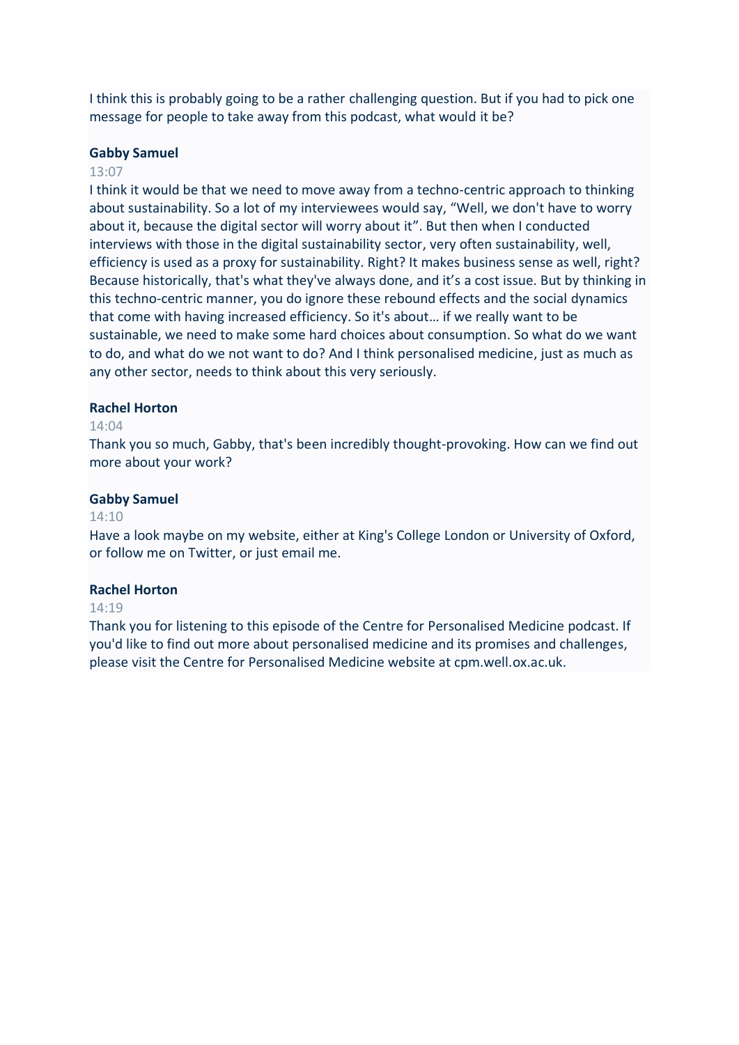I think this is probably going to be a rather challenging question. But if you had to pick one message for people to take away from this podcast, what would it be?

**Gabby Samuel**

13:07

I think it would be that we need to move away from a techno-centric approach to thinking about sustainability. So a lot of my interviewees would say, “Well, we don't have to worry about it, because the digital sector will worry about it”. But then when I conducted interviews with those in the digital sustainability sector, very often sustainability, well, efficiency is used as a proxy for sustainability. Right? It makes business sense as well, right? Because historically, that's what they've always done, and it’s a cost issue. But by thinking in this techno-centric manner, you do ignore these rebound effects and the social dynamics that come with having increased efficiency. So it's about… if we really want to be sustainable, we need to make some hard choices about consumption. So what do we want to do, and what do we not want to do? And I think personalised medicine, just as much as any other sector, needs to think about this very seriously.

**Rachel Horton**

14:04

Thank you so much, Gabby, that's been incredibly thought-provoking. How can we find out more about your work?

**Gabby Samuel**

14:10

Have a look maybe on my website, either at King's College London or University of Oxford, or follow me on Twitter, or just email me.

**Rachel Horton**

14:19

Thank you for listening to this episode of the Centre for Personalised Medicine podcast. If you'd like to find out more about personalised medicine and its promises and challenges, please visit the Centre for Personalised Medicine website at cpm.well.ox.ac.uk.